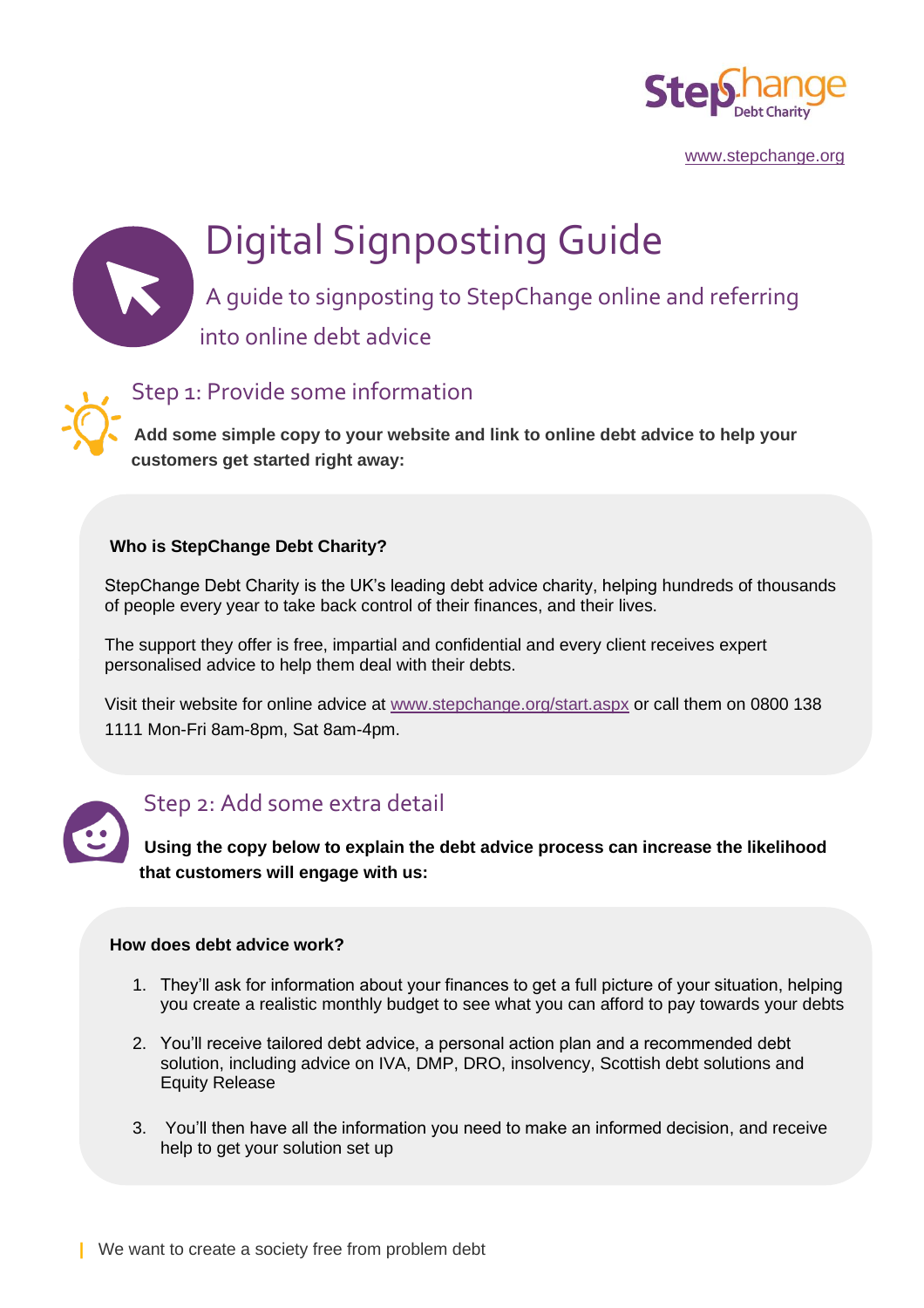StepChange Debt Charity

www.stepchange.org

# Digital Signposting Guide

A guide to signposting to StepChange online and referring into online debt advice

## Step 1: Provide some information

**Add some simple copy to your website and link to online debt advice to help your customers get started right away:**

**Who is StepChange Debt Charity?**

StepChange Debt Charity is the UK's leading debt advice charity, helping hundreds of thousands of people every year to take back control of their finances, and their lives.

The support they offer is free, impartial and confidential and every client receives expert personalised advice to help them deal with their debts.

Visit their website for online advice at www.stepchange.org/start.aspx or call them on 0800 138 1111 Mon-Fri 8am-8pm, Sat 8am-4pm.

## Step 2: Add some extra detail

**Using the copy below to explain the debt advice process can increase the likelihood that customers will engage with us:**

**How does debt advice work?**

1. They'll ask for information about your finances to get a full picture of your situation, helping you create a realistic monthly budget to see what you can afford to pay towards your debts
2. You'll receive tailored debt advice, a personal action plan and a recommended debt solution, including advice on IVA, DMP, DRO, insolvency, Scottish debt solutions and Equity Release
3. You'll then have all the information you need to make an informed decision, and receive help to get your solution set up

We want to create a society free from problem debt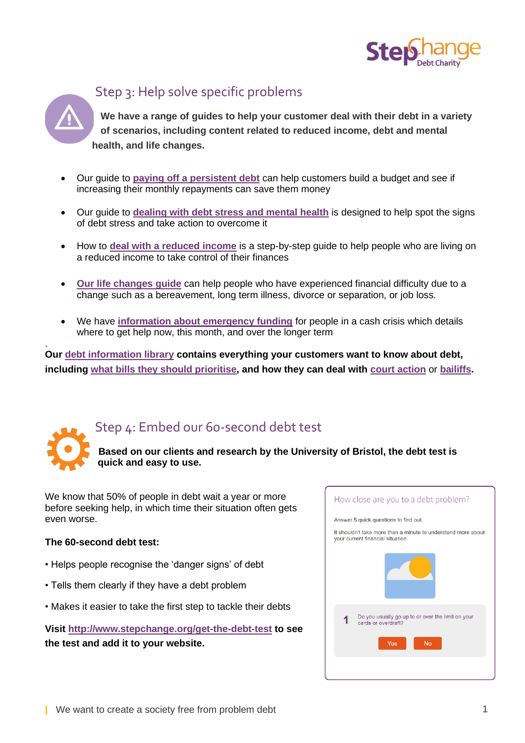## Step 3: Help solve specific problems

**We have a range of guides to help your customer deal with their debt in a variety of scenarios, including content related to reduced income, debt and mental health, and life changes.**

- Our guide to **paying off a persistent debt** can help customers build a budget and see if increasing their monthly repayments can save them money
- Our guide to **dealing with debt stress and mental health** is designed to help spot the signs of debt stress and take action to overcome it
- How to **deal with a reduced income** is a step-by-step guide to help people who are living on a reduced income to take control of their finances
- **Our life changes guide** can help people who have experienced financial difficulty due to a change such as a bereavement, long term illness, divorce or separation, or job loss.
- We have **information about emergency funding** for people in a cash crisis which details where to get help now, this month, and over the longer term

.

**Our debt information library contains everything your customers want to know about debt, including what bills they should prioritise, and how they can deal with court action or bailiffs.**

## Step 4: Embed our 60-second debt test

**Based on our clients and research by the University of Bristol, the debt test is quick and easy to use.**

We know that 50% of people in debt wait a year or more before seeking help, in which time their situation often gets even worse.

**The 60-second debt test:**

- Helps people recognise the 'danger signs' of debt
- Tells them clearly if they have a debt problem
- Makes it easier to take the first step to tackle their debts

**Visit http://www.stepchange.org/get-the-debt-test to see the test and add it to your website.**

How close are you to a debt problem?

Answer 5 quick questions to find out.

It shouldn't take more than a minute to understand more about your current financial situation.

1 Do you usually go up to or over the limit on your cards or overdraft?

Yes No

We want to create a society free from problem debt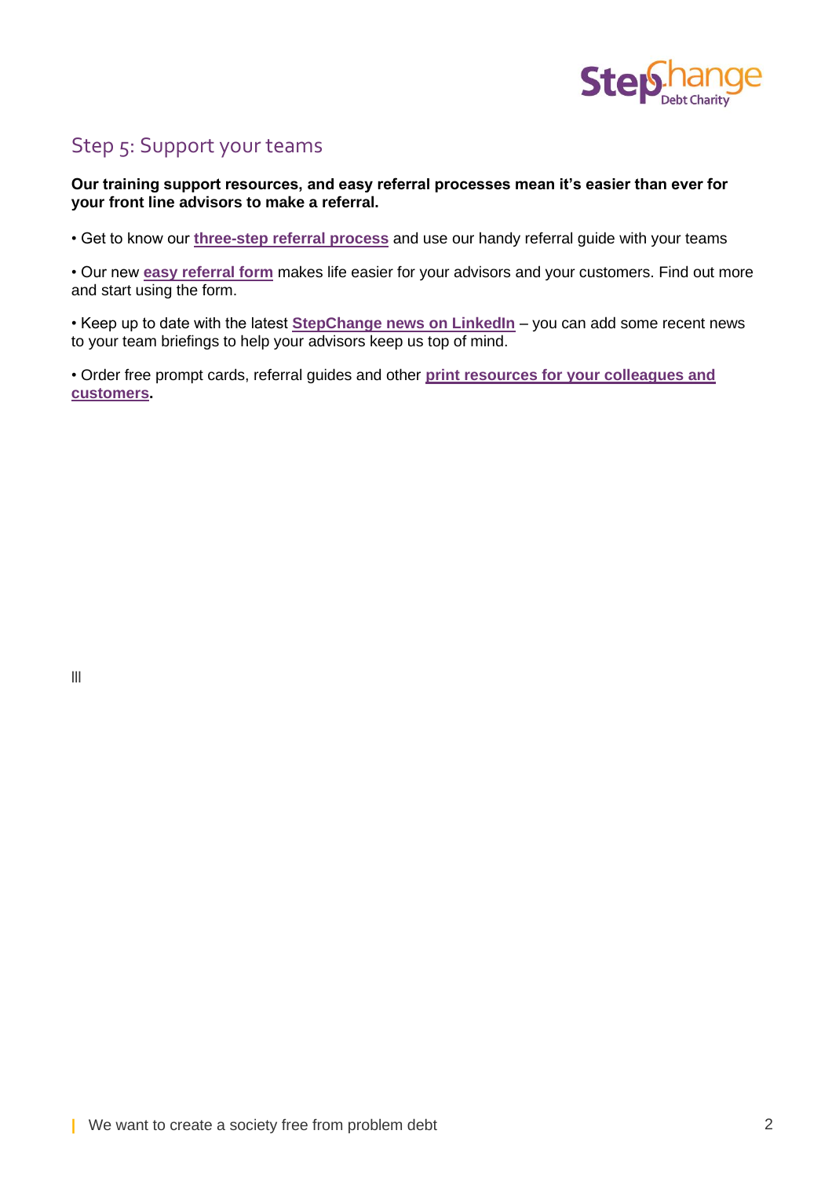## Step 5: Support your teams

**Our training support resources, and easy referral processes mean it's easier than ever for your front line advisors to make a referral.**

• Get to know our **three-step referral process** and use our handy referral guide with your teams

• Our new **easy referral form** makes life easier for your advisors and your customers. Find out more and start using the form.

• Keep up to date with the latest **StepChange news on LinkedIn** – you can add some recent news to your team briefings to help your advisors keep us top of mind.

• Order free prompt cards, referral guides and other **print resources for your colleagues and customers.**

lll

We want to create a society free from problem debt